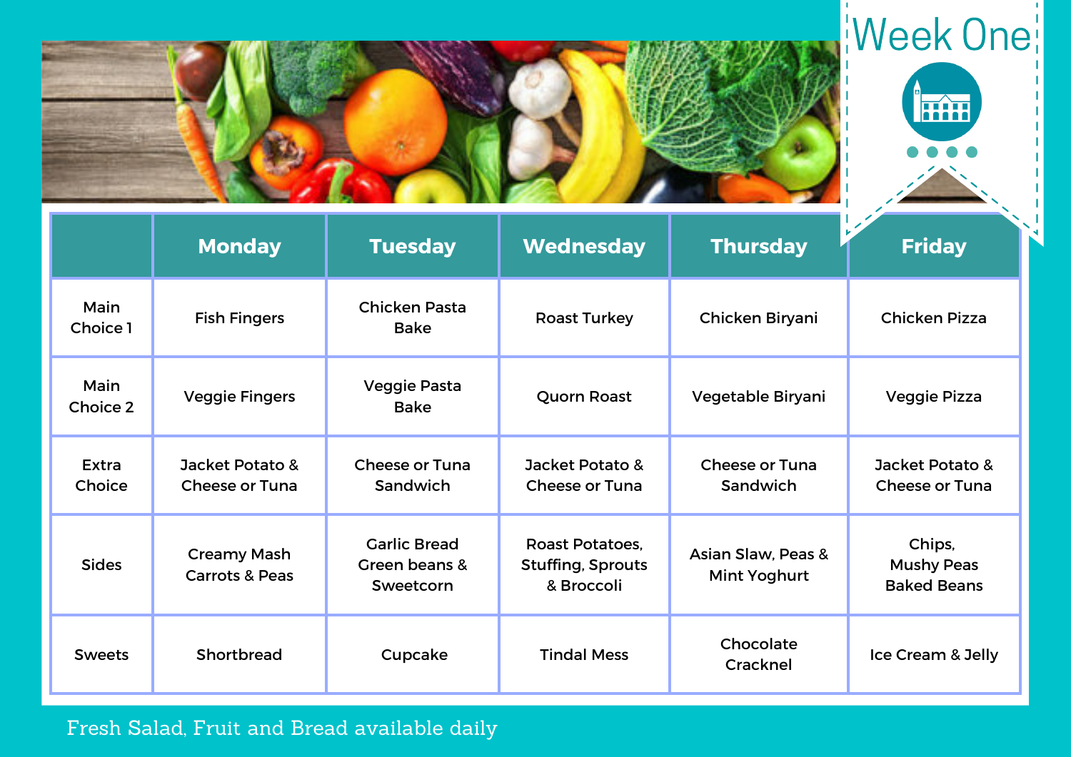# Week One

| | Monday | Tuesday | Wednesday | Thursday | Friday |
|---|---|---|---|---|---|
| Main Choice 1 | Fish Fingers | Chicken Pasta Bake | Roast Turkey | Chicken Biryani | Chicken Pizza |
| Main Choice 2 | Veggie Fingers | Veggie Pasta Bake | Quorn Roast | Vegetable Biryani | Veggie Pizza |
| Extra Choice | Jacket Potato & Cheese or Tuna | Cheese or Tuna Sandwich | Jacket Potato & Cheese or Tuna | Cheese or Tuna Sandwich | Jacket Potato & Cheese or Tuna |
| Sides | Creamy Mash Carrots & Peas | Garlic Bread Green beans & Sweetcorn | Roast Potatoes, Stuffing, Sprouts & Broccoli | Asian Slaw, Peas & Mint Yoghurt | Chips, Mushy Peas Baked Beans |
| Sweets | Shortbread | Cupcake | Tindal Mess | Chocolate Cracknel | Ice Cream & Jelly |

Fresh Salad, Fruit and Bread available daily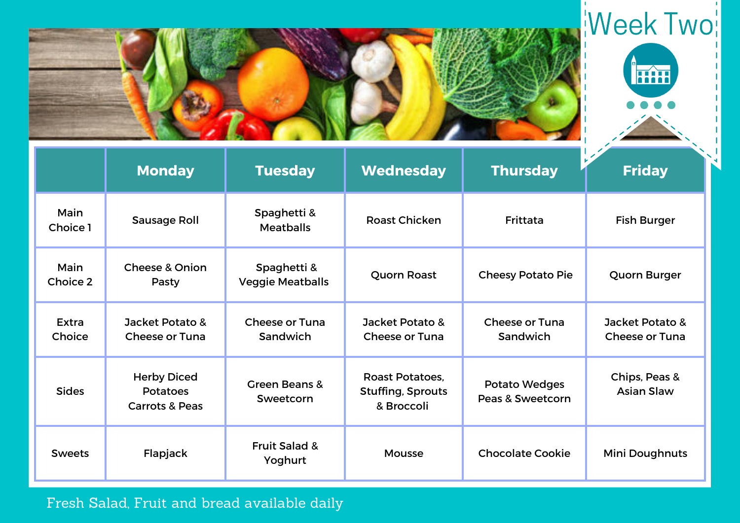# Week Two

| | Monday | Tuesday | Wednesday | Thursday | Friday |
|---|---|---|---|---|---|
| Main Choice 1 | Sausage Roll | Spaghetti & Meatballs | Roast Chicken | Frittata | Fish Burger |
| Main Choice 2 | Cheese & Onion Pasty | Spaghetti & Veggie Meatballs | Quorn Roast | Cheesy Potato Pie | Quorn Burger |
| Extra Choice | Jacket Potato & Cheese or Tuna | Cheese or Tuna Sandwich | Jacket Potato & Cheese or Tuna | Cheese or Tuna Sandwich | Jacket Potato & Cheese or Tuna |
| Sides | Herby Diced Potatoes Carrots & Peas | Green Beans & Sweetcorn | Roast Potatoes, Stuffing, Sprouts & Broccoli | Potato Wedges Peas & Sweetcorn | Chips, Peas & Asian Slaw |
| Sweets | Flapjack | Fruit Salad & Yoghurt | Mousse | Chocolate Cookie | Mini Doughnuts |

Fresh Salad, Fruit and bread available daily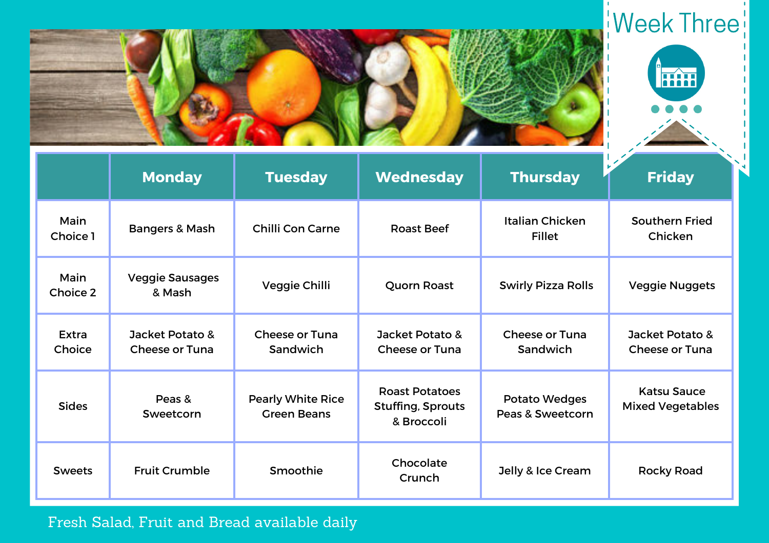# Week Three

| | Monday | Tuesday | Wednesday | Thursday | Friday |
|---|---|---|---|---|---|
| Main Choice 1 | Bangers & Mash | Chilli Con Carne | Roast Beef | Italian Chicken Fillet | Southern Fried Chicken |
| Main Choice 2 | Veggie Sausages & Mash | Veggie Chilli | Quorn Roast | Swirly Pizza Rolls | Veggie Nuggets |
| Extra Choice | Jacket Potato & Cheese or Tuna | Cheese or Tuna Sandwich | Jacket Potato & Cheese or Tuna | Cheese or Tuna Sandwich | Jacket Potato & Cheese or Tuna |
| Sides | Peas & Sweetcorn | Pearly White Rice Green Beans | Roast Potatoes Stuffing, Sprouts & Broccoli | Potato Wedges Peas & Sweetcorn | Katsu Sauce Mixed Vegetables |
| Sweets | Fruit Crumble | Smoothie | Chocolate Crunch | Jelly & Ice Cream | Rocky Road |

Fresh Salad, Fruit and Bread available daily